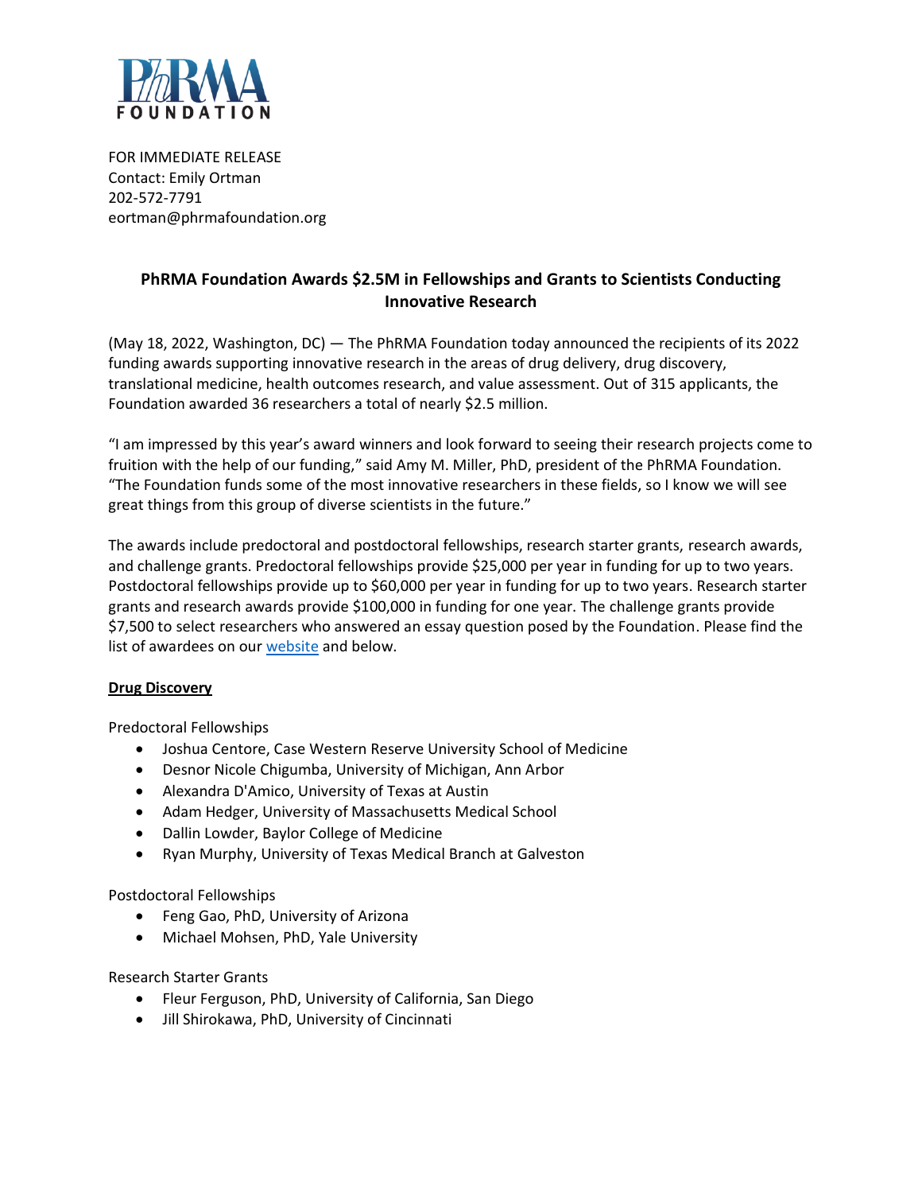PhRMA FOUNDATION

FOR IMMEDIATE RELEASE
Contact: Emily Ortman
202-572-7791
eortman@phrmafoundation.org

# PhRMA Foundation Awards $2.5M in Fellowships and Grants to Scientists Conducting Innovative Research

(May 18, 2022, Washington, DC) — The PhRMA Foundation today announced the recipients of its 2022 funding awards supporting innovative research in the areas of drug delivery, drug discovery, translational medicine, health outcomes research, and value assessment. Out of 315 applicants, the Foundation awarded 36 researchers a total of nearly $2.5 million.

"I am impressed by this year's award winners and look forward to seeing their research projects come to fruition with the help of our funding," said Amy M. Miller, PhD, president of the PhRMA Foundation. "The Foundation funds some of the most innovative researchers in these fields, so I know we will see great things from this group of diverse scientists in the future."

The awards include predoctoral and postdoctoral fellowships, research starter grants, research awards, and challenge grants. Predoctoral fellowships provide $25,000 per year in funding for up to two years. Postdoctoral fellowships provide up to $60,000 per year in funding for up to two years. Research starter grants and research awards provide $100,000 in funding for one year. The challenge grants provide $7,500 to select researchers who answered an essay question posed by the Foundation. Please find the list of awardees on our [website](website) and below.

**Drug Discovery**

Predoctoral Fellowships

- Joshua Centore, Case Western Reserve University School of Medicine
- Desnor Nicole Chigumba, University of Michigan, Ann Arbor
- Alexandra D'Amico, University of Texas at Austin
- Adam Hedger, University of Massachusetts Medical School
- Dallin Lowder, Baylor College of Medicine
- Ryan Murphy, University of Texas Medical Branch at Galveston

Postdoctoral Fellowships

- Feng Gao, PhD, University of Arizona
- Michael Mohsen, PhD, Yale University

Research Starter Grants

- Fleur Ferguson, PhD, University of California, San Diego
- Jill Shirokawa, PhD, University of Cincinnati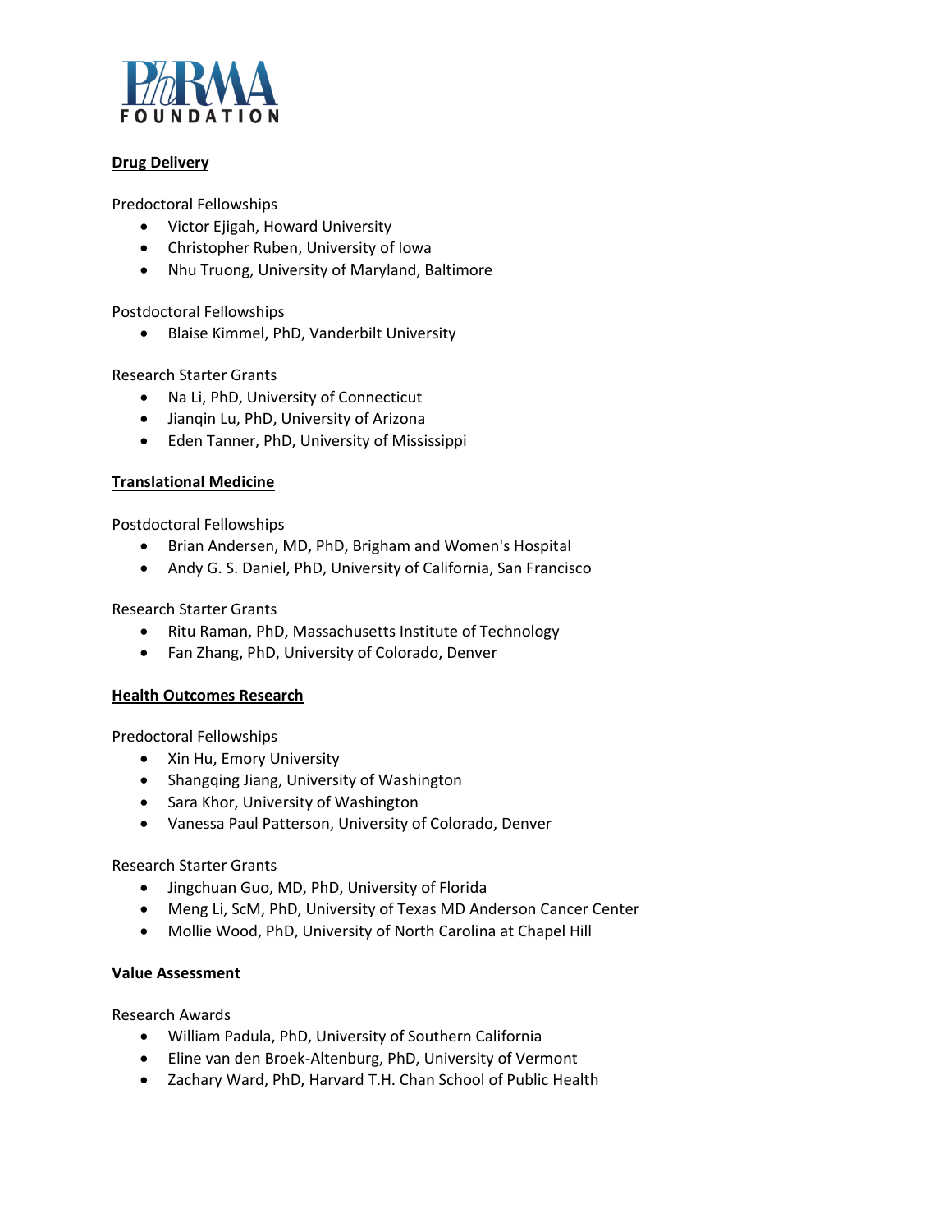**Drug Delivery**

Predoctoral Fellowships

- Victor Ejigah, Howard University
- Christopher Ruben, University of Iowa
- Nhu Truong, University of Maryland, Baltimore

Postdoctoral Fellowships

- Blaise Kimmel, PhD, Vanderbilt University

Research Starter Grants

- Na Li, PhD, University of Connecticut
- Jianqin Lu, PhD, University of Arizona
- Eden Tanner, PhD, University of Mississippi

**Translational Medicine**

Postdoctoral Fellowships

- Brian Andersen, MD, PhD, Brigham and Women's Hospital
- Andy G. S. Daniel, PhD, University of California, San Francisco

Research Starter Grants

- Ritu Raman, PhD, Massachusetts Institute of Technology
- Fan Zhang, PhD, University of Colorado, Denver

**Health Outcomes Research**

Predoctoral Fellowships

- Xin Hu, Emory University
- Shangqing Jiang, University of Washington
- Sara Khor, University of Washington
- Vanessa Paul Patterson, University of Colorado, Denver

Research Starter Grants

- Jingchuan Guo, MD, PhD, University of Florida
- Meng Li, ScM, PhD, University of Texas MD Anderson Cancer Center
- Mollie Wood, PhD, University of North Carolina at Chapel Hill

**Value Assessment**

Research Awards

- William Padula, PhD, University of Southern California
- Eline van den Broek-Altenburg, PhD, University of Vermont
- Zachary Ward, PhD, Harvard T.H. Chan School of Public Health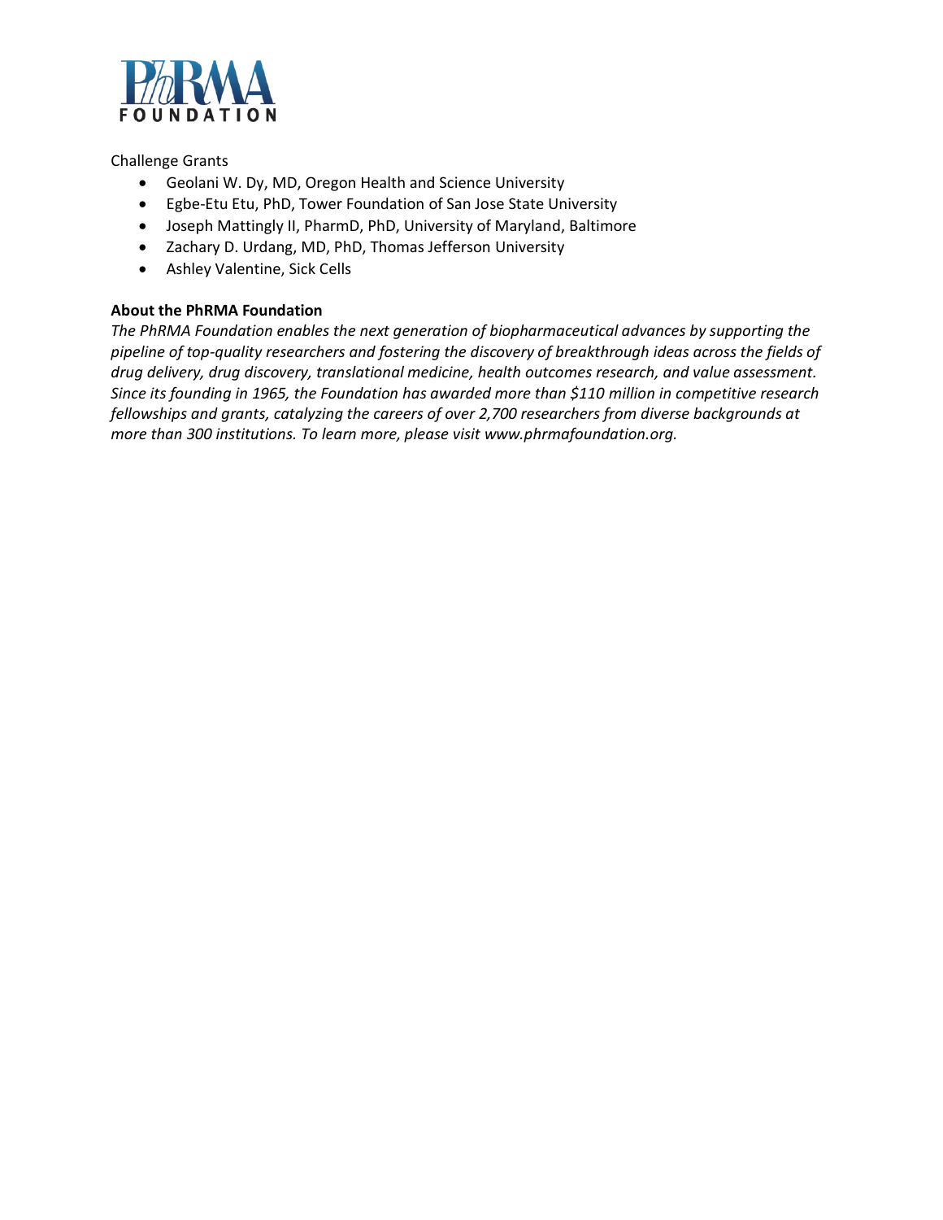Challenge Grants

- Geolani W. Dy, MD, Oregon Health and Science University
- Egbe-Etu Etu, PhD, Tower Foundation of San Jose State University
- Joseph Mattingly II, PharmD, PhD, University of Maryland, Baltimore
- Zachary D. Urdang, MD, PhD, Thomas Jefferson University
- Ashley Valentine, Sick Cells

**About the PhRMA Foundation**

*The PhRMA Foundation enables the next generation of biopharmaceutical advances by supporting the pipeline of top-quality researchers and fostering the discovery of breakthrough ideas across the fields of drug delivery, drug discovery, translational medicine, health outcomes research, and value assessment. Since its founding in 1965, the Foundation has awarded more than $110 million in competitive research fellowships and grants, catalyzing the careers of over 2,700 researchers from diverse backgrounds at more than 300 institutions. To learn more, please visit www.phrmafoundation.org.*